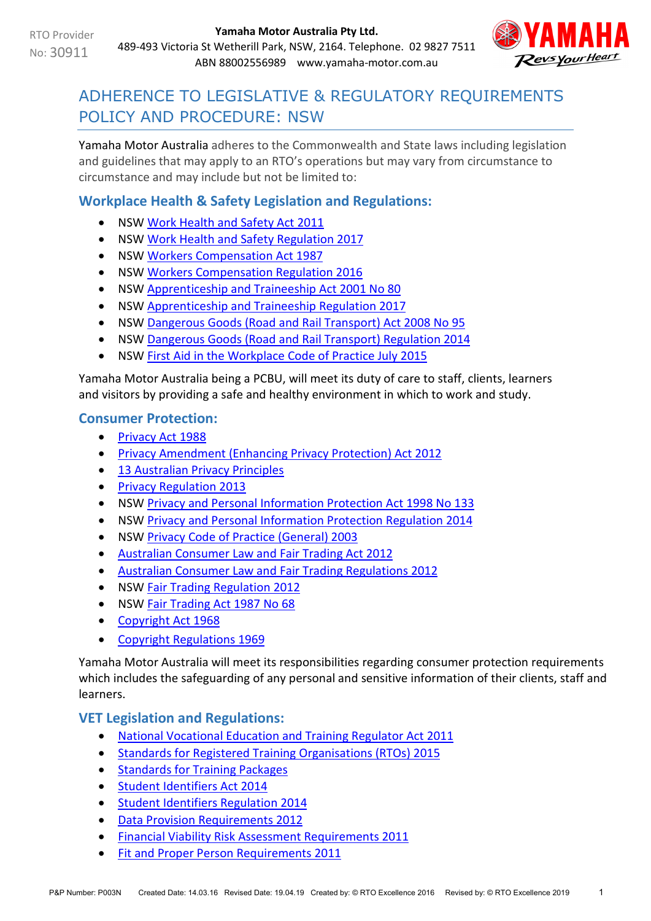RTO Provider No: 30911

**Yamaha Motor Australia Pty Ltd.**
489-493 Victoria St Wetherill Park, NSW, 2164. Telephone. 02 9827 7511
ABN 88002556989 www.yamaha-motor.com.au

# ADHERENCE TO LEGISLATIVE & REGULATORY REQUIREMENTS POLICY AND PROCEDURE: NSW

Yamaha Motor Australia adheres to the Commonwealth and State laws including legislation and guidelines that may apply to an RTO's operations but may vary from circumstance to circumstance and may include but not be limited to:

## Workplace Health & Safety Legislation and Regulations:

- NSW Work Health and Safety Act 2011
- NSW Work Health and Safety Regulation 2017
- NSW Workers Compensation Act 1987
- NSW Workers Compensation Regulation 2016
- NSW Apprenticeship and Traineeship Act 2001 No 80
- NSW Apprenticeship and Traineeship Regulation 2017
- NSW Dangerous Goods (Road and Rail Transport) Act 2008 No 95
- NSW Dangerous Goods (Road and Rail Transport) Regulation 2014
- NSW First Aid in the Workplace Code of Practice July 2015

Yamaha Motor Australia being a PCBU, will meet its duty of care to staff, clients, learners and visitors by providing a safe and healthy environment in which to work and study.

## Consumer Protection:

- Privacy Act 1988
- Privacy Amendment (Enhancing Privacy Protection) Act 2012
- 13 Australian Privacy Principles
- Privacy Regulation 2013
- NSW Privacy and Personal Information Protection Act 1998 No 133
- NSW Privacy and Personal Information Protection Regulation 2014
- NSW Privacy Code of Practice (General) 2003
- Australian Consumer Law and Fair Trading Act 2012
- Australian Consumer Law and Fair Trading Regulations 2012
- NSW Fair Trading Regulation 2012
- NSW Fair Trading Act 1987 No 68
- Copyright Act 1968
- Copyright Regulations 1969

Yamaha Motor Australia will meet its responsibilities regarding consumer protection requirements which includes the safeguarding of any personal and sensitive information of their clients, staff and learners.

## VET Legislation and Regulations:

- National Vocational Education and Training Regulator Act 2011
- Standards for Registered Training Organisations (RTOs) 2015
- Standards for Training Packages
- Student Identifiers Act 2014
- Student Identifiers Regulation 2014
- Data Provision Requirements 2012
- Financial Viability Risk Assessment Requirements 2011
- Fit and Proper Person Requirements 2011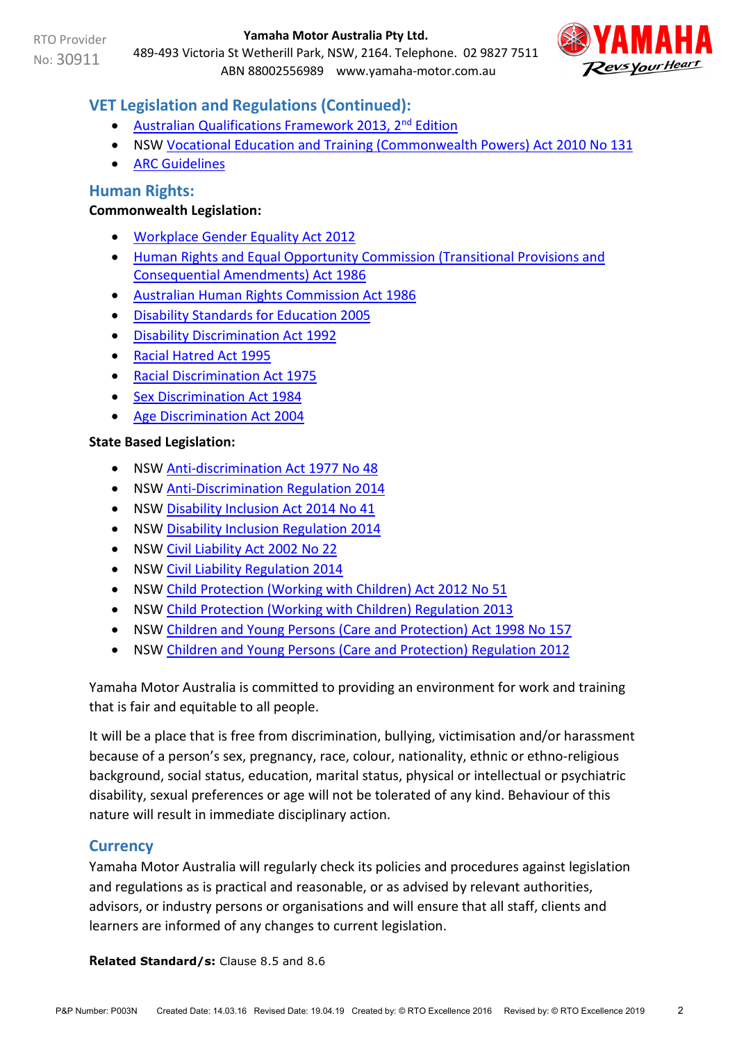## VET Legislation and Regulations (Continued):

- Australian Qualifications Framework 2013, 2nd Edition
- NSW Vocational Education and Training (Commonwealth Powers) Act 2010 No 131
- ARC Guidelines

## Human Rights:

**Commonwealth Legislation:**

- Workplace Gender Equality Act 2012
- Human Rights and Equal Opportunity Commission (Transitional Provisions and Consequential Amendments) Act 1986
- Australian Human Rights Commission Act 1986
- Disability Standards for Education 2005
- Disability Discrimination Act 1992
- Racial Hatred Act 1995
- Racial Discrimination Act 1975
- Sex Discrimination Act 1984
- Age Discrimination Act 2004

**State Based Legislation:**

- NSW Anti-discrimination Act 1977 No 48
- NSW Anti-Discrimination Regulation 2014
- NSW Disability Inclusion Act 2014 No 41
- NSW Disability Inclusion Regulation 2014
- NSW Civil Liability Act 2002 No 22
- NSW Civil Liability Regulation 2014
- NSW Child Protection (Working with Children) Act 2012 No 51
- NSW Child Protection (Working with Children) Regulation 2013
- NSW Children and Young Persons (Care and Protection) Act 1998 No 157
- NSW Children and Young Persons (Care and Protection) Regulation 2012

Yamaha Motor Australia is committed to providing an environment for work and training that is fair and equitable to all people.

It will be a place that is free from discrimination, bullying, victimisation and/or harassment because of a person's sex, pregnancy, race, colour, nationality, ethnic or ethno-religious background, social status, education, marital status, physical or intellectual or psychiatric disability, sexual preferences or age will not be tolerated of any kind. Behaviour of this nature will result in immediate disciplinary action.

## Currency

Yamaha Motor Australia will regularly check its policies and procedures against legislation and regulations as is practical and reasonable, or as advised by relevant authorities, advisors, or industry persons or organisations and will ensure that all staff, clients and learners are informed of any changes to current legislation.

**Related Standard/s:** Clause 8.5 and 8.6